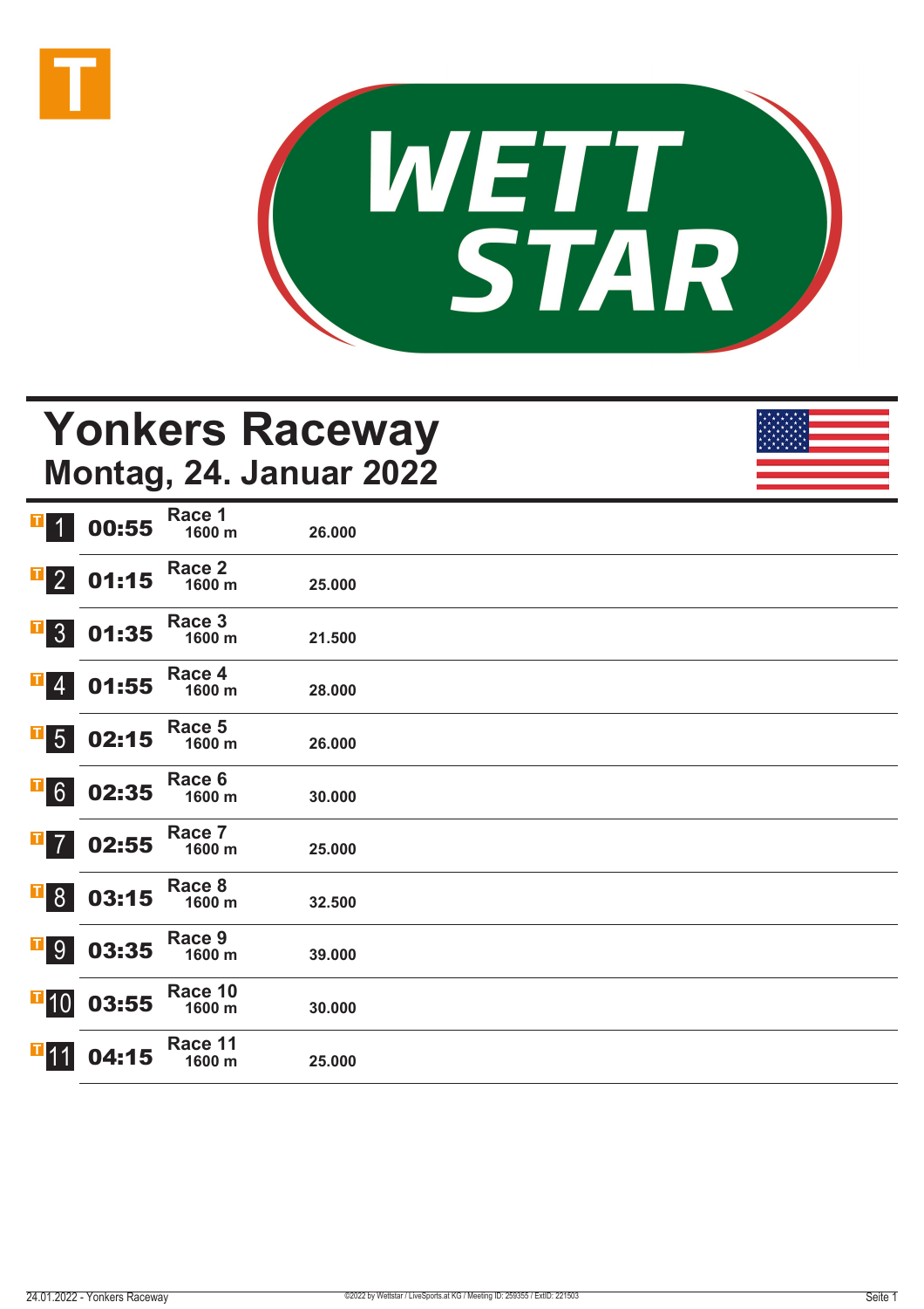# Yonkers Raceway

## Montag, 24. Januar 2022

| Nr. | Zeit | Rennen | Distanz | Preisgeld |
|---|---|---|---|---|
| 1 | 00:55 | Race 1 | 1600 m | 26.000 |
| 2 | 01:15 | Race 2 | 1600 m | 25.000 |
| 3 | 01:35 | Race 3 | 1600 m | 21.500 |
| 4 | 01:55 | Race 4 | 1600 m | 28.000 |
| 5 | 02:15 | Race 5 | 1600 m | 26.000 |
| 6 | 02:35 | Race 6 | 1600 m | 30.000 |
| 7 | 02:55 | Race 7 | 1600 m | 25.000 |
| 8 | 03:15 | Race 8 | 1600 m | 32.500 |
| 9 | 03:35 | Race 9 | 1600 m | 39.000 |
| 10 | 03:55 | Race 10 | 1600 m | 30.000 |
| 11 | 04:15 | Race 11 | 1600 m | 25.000 |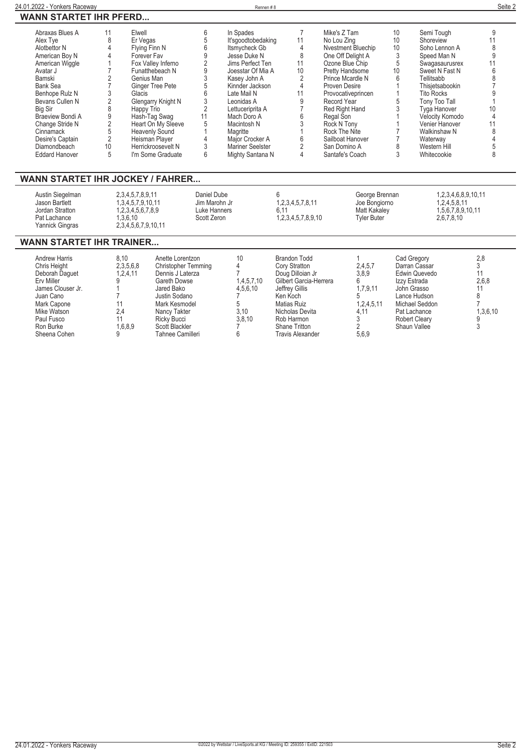## WANN STARTET IHR PFERD...

| Pferd | Rennen | Pferd | Rennen | Pferd | Rennen | Pferd | Rennen | Pferd | Rennen |
|---|---|---|---|---|---|---|---|---|---|
| Abraxas Blues A | 11 | Elwell | 6 | In Spades | 7 | Mike's Z Tam | 10 | Semi Tough | 9 |
| Alex Tye | 8 | Er Vegas | 5 | It'sgoodtobedaking | 11 | No Lou Zing | 10 | Shoreview | 11 |
| Alotbettor N | 4 | Flying Finn N | 6 | Itsmycheck Gb | 4 | Nvestment Bluechip | 10 | Soho Lennon A | 8 |
| American Boy N | 4 | Forever Fav | 9 | Jesse Duke N | 8 | One Off Delight A | 3 | Speed Man N | 9 |
| American Wiggle | 1 | Fox Valley Inferno | 2 | Jims Perfect Ten | 11 | Ozone Blue Chip | 5 | Swagasaurusrex | 11 |
| Avatar J | 7 | Funatthebeach N | 9 | Joesstar Of Mia A | 10 | Pretty Handsome | 10 | Sweet N Fast N | 6 |
| Bamski | 2 | Genius Man | 3 | Kasey John A | 2 | Prince Mcardle N | 6 | Tellitsabb | 8 |
| Bank Sea | 7 | Ginger Tree Pete | 5 | Kinnder Jackson | 4 | Proven Desire | 1 | Thisjetsabookin | 7 |
| Benhope Rulz N | 3 | Glacis | 6 | Late Mail N | 11 | Provocativeprincen | 1 | Tito Rocks | 9 |
| Bevans Cullen N | 2 | Glengarry Knight N | 3 | Leonidas A | 9 | Record Year | 5 | Tony Too Tall | 1 |
| Big Sir | 8 | Happy Trio | 2 | Lettuceriprita A | 7 | Red Right Hand | 3 | Tyga Hanover | 10 |
| Braeview Bondi A | 9 | Hash-Tag Swag | 11 | Mach Doro A | 6 | Regal Son | 1 | Velocity Komodo | 4 |
| Change Stride N | 2 | Heart On My Sleeve | 5 | Macintosh N | 3 | Rock N Tony | 1 | Venier Hanover | 11 |
| Cinnamack | 5 | Heavenly Sound | 1 | Magritte | 1 | Rock The Nite | 7 | Walkinshaw N | 8 |
| Desire's Captain | 2 | Heisman Player | 4 | Major Crocker A | 6 | Sailboat Hanover | 7 | Waterway | 4 |
| Diamondbeach | 10 | Herrickroosevelt N | 3 | Mariner Seelster | 2 | San Domino A | 8 | Western Hill | 5 |
| Eddard Hanover | 5 | I'm Some Graduate | 6 | Mighty Santana N | 4 | Santafe's Coach | 3 | Whitecookie | 8 |

## WANN STARTET IHR JOCKEY / FAHRER...

| Fahrer | Rennen | Fahrer | Rennen | Fahrer | Rennen |
|---|---|---|---|---|---|
| Austin Siegelman | 2,3,4,5,7,8,9,11 | Daniel Dube | 6 | George Brennan | 1,2,3,4,6,8,9,10,11 |
| Jason Bartlett | 1,3,4,5,7,9,10,11 | Jim Marohn Jr | 1,2,3,4,5,7,8,11 | Joe Bongiorno | 1,2,4,5,8,11 |
| Jordan Stratton | 1,2,3,4,5,6,7,8,9 | Luke Hanners | 6,11 | Matt Kakaley | 1,5,6,7,8,9,10,11 |
| Pat Lachance | 1,3,6,10 | Scott Zeron | 1,2,3,4,5,7,8,9,10 | Tyler Buter | 2,6,7,8,10 |
| Yannick Gingras | 2,3,4,5,6,7,9,10,11 | | | | |

## WANN STARTET IHR TRAINER...

| Trainer | Rennen | Trainer | Rennen | Trainer | Rennen | Trainer | Rennen |
|---|---|---|---|---|---|---|---|
| Andrew Harris | 8,10 | Anette Lorentzon | 10 | Brandon Todd | 1 | Cad Gregory | 2,8 |
| Chris Height | 2,3,5,6,8 | Christopher Temming | 4 | Cory Stratton | 2,4,5,7 | Darran Cassar | 3 |
| Deborah Daguet | 1,2,4,11 | Dennis J Laterza | 7 | Doug Dilloian Jr | 3,8,9 | Edwin Quevedo | 11 |
| Erv Miller | 9 | Gareth Dowse | 1,4,5,7,10 | Gilbert Garcia-Herrera | 6 | Izzy Estrada | 2,6,8 |
| James Clouser Jr. | 1 | Jared Bako | 4,5,6,10 | Jeffrey Gillis | 1,7,9,11 | John Grasso | 11 |
| Juan Cano | 7 | Justin Sodano | 7 | Ken Koch | 5 | Lance Hudson | 8 |
| Mark Capone | 11 | Mark Kesmodel | 5 | Matias Ruiz | 1,2,4,5,11 | Michael Seddon | 7 |
| Mike Watson | 2,4 | Nancy Takter | 3,10 | Nicholas Devita | 4,11 | Pat Lachance | 1,3,6,10 |
| Paul Fusco | 11 | Ricky Bucci | 3,8,10 | Rob Harmon | 3 | Robert Cleary | 9 |
| Ron Burke | 1,6,8,9 | Scott Blackler | 7 | Shane Tritton | 2 | Shaun Vallee | 3 |
| Sheena Cohen | 9 | Tahnee Camilleri | 6 | Travis Alexander | 5,6,9 | | |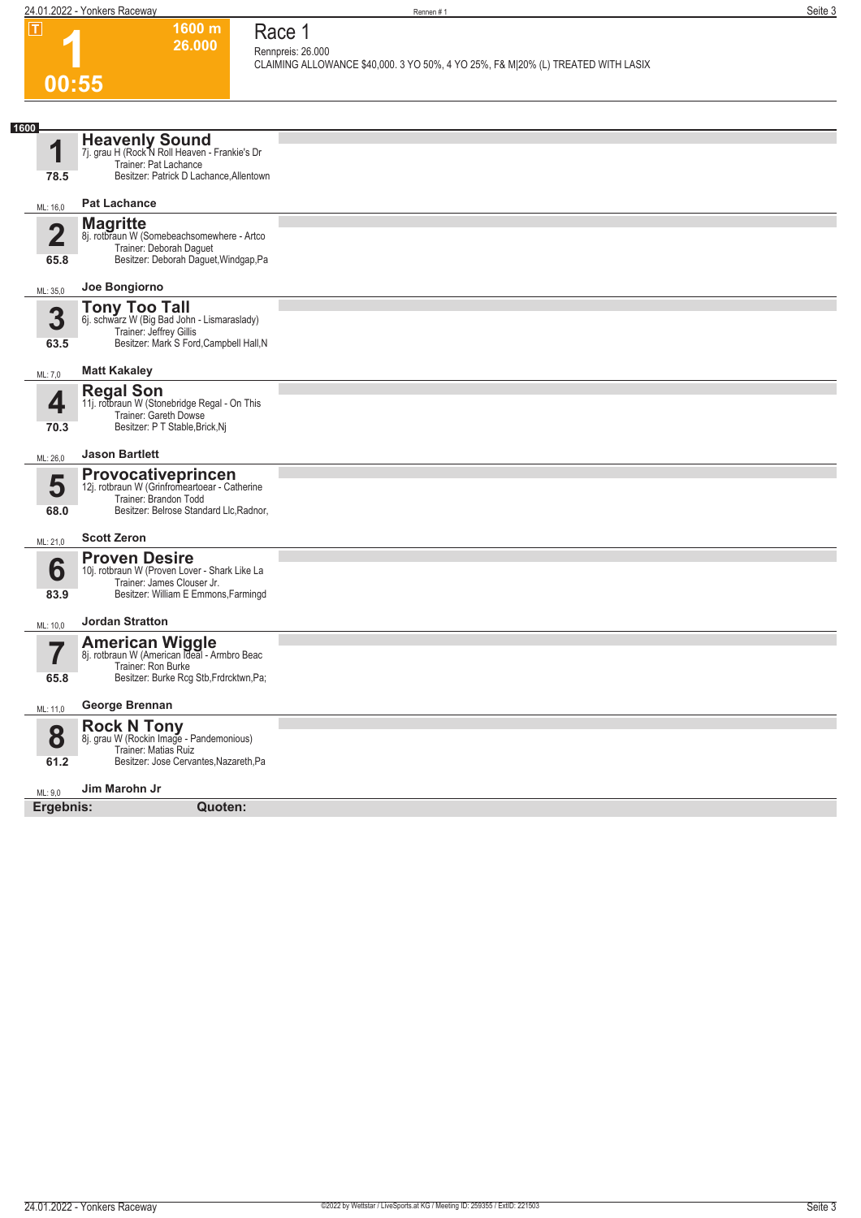# 1 — 00:55

**1600 m**
**26.000**

## Race 1

Rennpreis: 26.000
CLAIMING ALLOWANCE $40,000. 3 YO 50%, 4 YO 25%, F& M|20% (L) TREATED WITH LASIX

**1600**

### 1 Heavenly Sound
7j. grau H (Rock N Roll Heaven - Frankie's Dr
Trainer: Pat Lachance
Besitzer: Patrick D Lachance,Allentown
78.5
ML: 16,0 — **Pat Lachance**

### 2 Magritte
8j. rotbraun W (Somebeachsomewhere - Artco
Trainer: Deborah Daguet
Besitzer: Deborah Daguet,Windgap,Pa
65.8
ML: 35,0 — **Joe Bongiorno**

### 3 Tony Too Tall
6j. schwarz W (Big Bad John - Lismaraslady)
Trainer: Jeffrey Gillis
Besitzer: Mark S Ford,Campbell Hall,N
63.5
ML: 7,0 — **Matt Kakaley**

### 4 Regal Son
11j. rotbraun W (Stonebridge Regal - On This
Trainer: Gareth Dowse
Besitzer: P T Stable,Brick,Nj
70.3
ML: 26,0 — **Jason Bartlett**

### 5 Provocativeprincen
12j. rotbraun W (Grinfromeartoear - Catherine
Trainer: Brandon Todd
Besitzer: Belrose Standard Llc,Radnor,
68.0
ML: 21,0 — **Scott Zeron**

### 6 Proven Desire
10j. rotbraun W (Proven Lover - Shark Like La
Trainer: James Clouser Jr.
Besitzer: William E Emmons,Farmingd
83.9
ML: 10,0 — **Jordan Stratton**

### 7 American Wiggle
8j. rotbraun W (American Ideal - Armbro Beac
Trainer: Ron Burke
Besitzer: Burke Rcg Stb,Frdrcktwn,Pa;
65.8
ML: 11,0 — **George Brennan**

### 8 Rock N Tony
8j. grau W (Rockin Image - Pandemonious)
Trainer: Matias Ruiz
Besitzer: Jose Cervantes,Nazareth,Pa
61.2
ML: 9,0 — **Jim Marohn Jr**

**Ergebnis:** **Quoten:**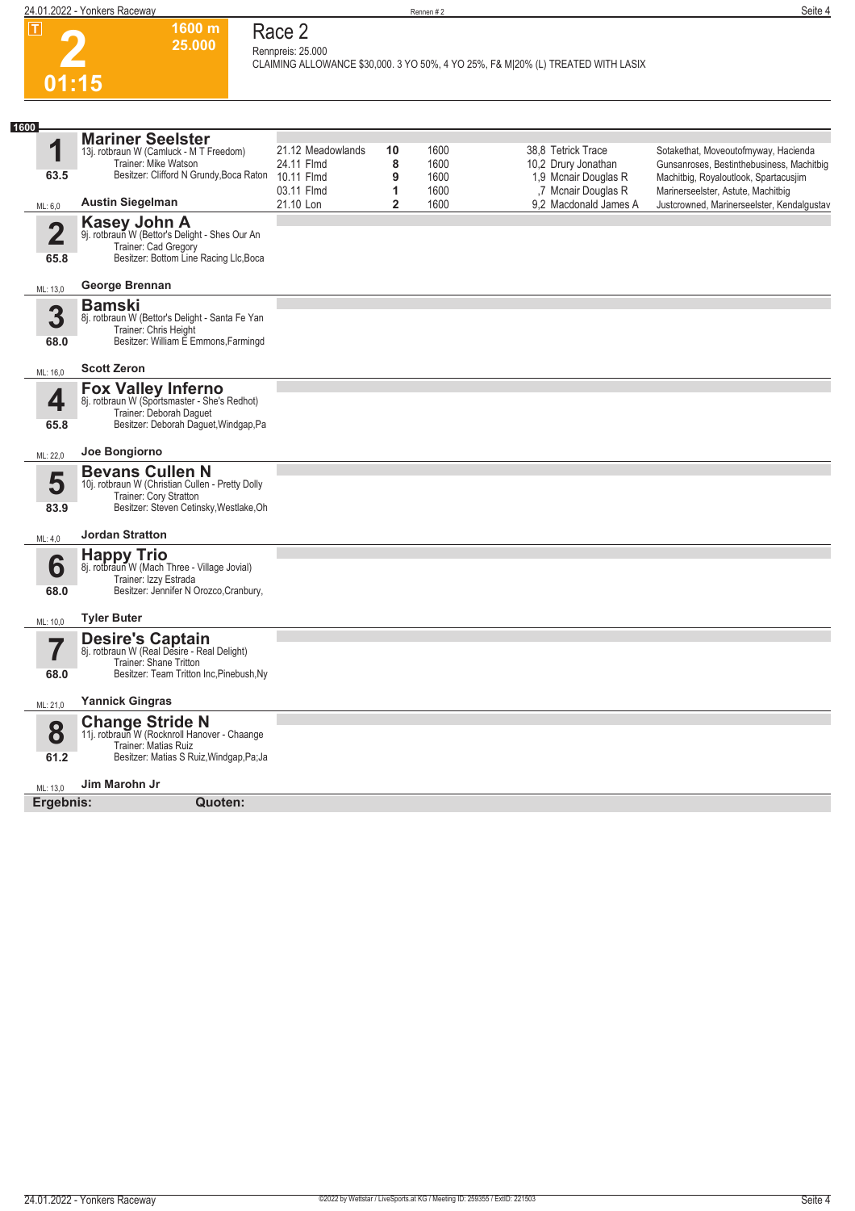# Race 2

**2** — 01:15 — 1600 m — 25.000

Rennpreis: 25.000

CLAIMING ALLOWANCE $30,000. 3 YO 50%, 4 YO 25%, F& M|20% (L) TREATED WITH LASIX

**1600**

## 1 Mariner Seelster
13j. rotbraun W (Camluck - M T Freedom)
Trainer: Mike Watson
Besitzer: Clifford N Grundy,Boca Raton
63.5
ML: 6,0 — **Austin Siegelman**

| Datum | Bahn | Platz | Distanz | Quote | Fahrer | Einlauf |
|---|---|---|---|---|---|---|
| 21.12 | Meadowlands | 10 | 1600 | 38,8 | Tetrick Trace | Sotakethat, Moveoutofmyway, Hacienda |
| 24.11 | Flmd | 8 | 1600 | 10,2 | Drury Jonathan | Gunsanroses, Bestinthebusiness, Machitbig |
| 10.11 | Flmd | 9 | 1600 | 1,9 | Mcnair Douglas R | Machitbig, Royaloutlook, Spartacusjim |
| 03.11 | Flmd | 1 | 1600 | ,7 | Mcnair Douglas R | Marinerseelster, Astute, Machitbig |
| 21.10 | Lon | 2 | 1600 | 9,2 | Macdonald James A | Justcrowned, Marinerseelster, Kendalgustav |

## 2 Kasey John A
9j. rotbraun W (Bettor's Delight - Shes Our An
Trainer: Cad Gregory
Besitzer: Bottom Line Racing Llc,Boca
65.8
ML: 13,0 — **George Brennan**

## 3 Bamski
8j. rotbraun W (Bettor's Delight - Santa Fe Yan
Trainer: Chris Height
Besitzer: William E Emmons,Farmingd
68.0
ML: 16,0 — **Scott Zeron**

## 4 Fox Valley Inferno
8j. rotbraun W (Sportsmaster - She's Redhot)
Trainer: Deborah Daguet
Besitzer: Deborah Daguet,Windgap,Pa
65.8
ML: 22,0 — **Joe Bongiorno**

## 5 Bevans Cullen N
10j. rotbraun W (Christian Cullen - Pretty Dolly
Trainer: Cory Stratton
Besitzer: Steven Cetinsky,Westlake,Oh
83.9
ML: 4,0 — **Jordan Stratton**

## 6 Happy Trio
8j. rotbraun W (Mach Three - Village Jovial)
Trainer: Izzy Estrada
Besitzer: Jennifer N Orozco,Cranbury,
68.0
ML: 10,0 — **Tyler Buter**

## 7 Desire's Captain
8j. rotbraun W (Real Desire - Real Delight)
Trainer: Shane Tritton
Besitzer: Team Tritton Inc,Pinebush,Ny
68.0
ML: 21,0 — **Yannick Gingras**

## 8 Change Stride N
11j. rotbraun W (Rocknroll Hanover - Chaange
Trainer: Matias Ruiz
Besitzer: Matias S Ruiz,Windgap,Pa;Ja
61.2
ML: 13,0 — **Jim Marohn Jr**

**Ergebnis:** **Quoten:**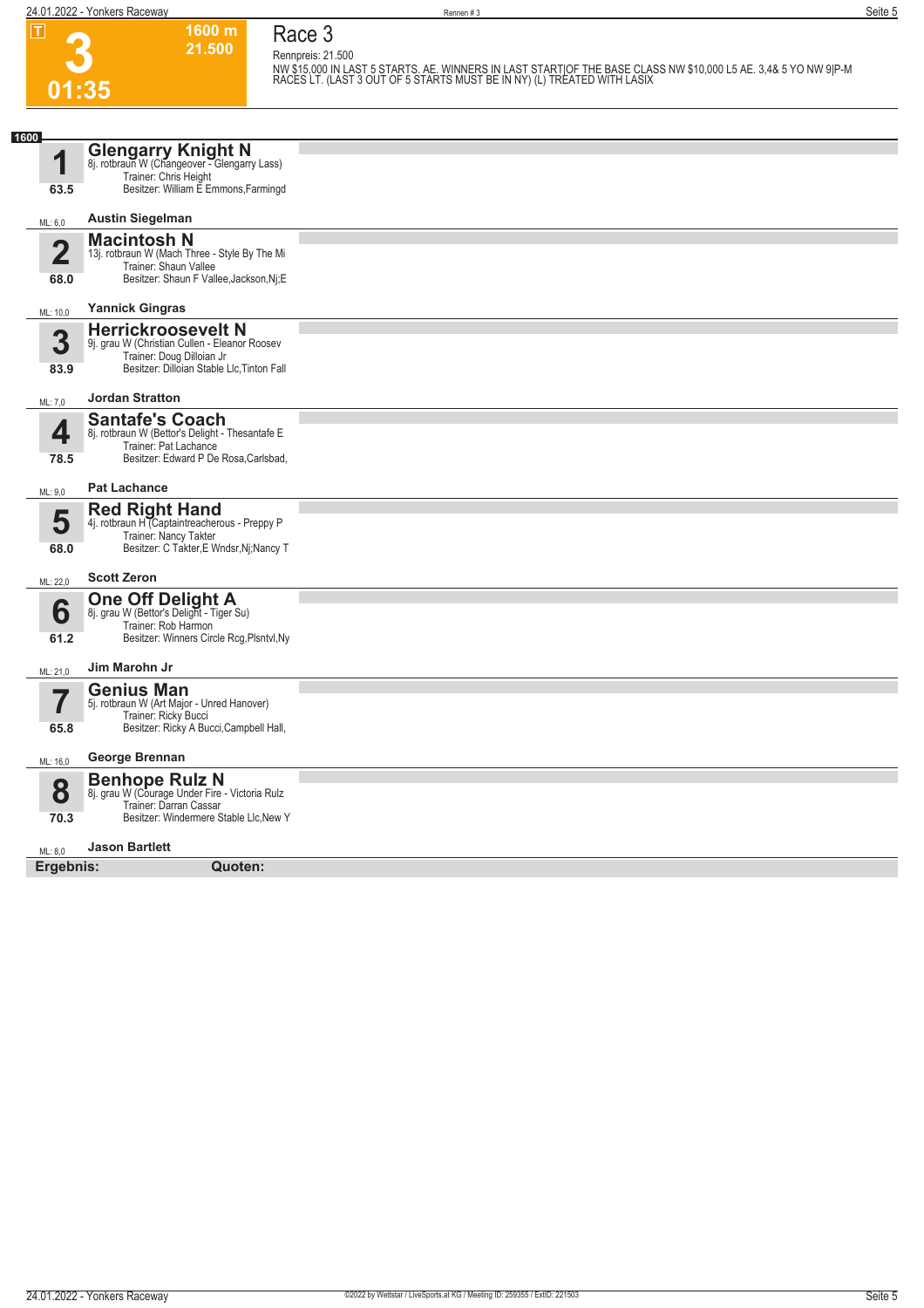# 3

**01:35**

**1600 m**
**21.500**

## Race 3

Rennpreis: 21.500

NW $15,000 IN LAST 5 STARTS. AE. WINNERS IN LAST START|OF THE BASE CLASS NW $10,000 L5 AE. 3,4& 5 YO NW 9|P-M RACES LT. (LAST 3 OUT OF 5 STARTS MUST BE IN NY) (L) TREATED WITH LASIX

**1600**

**1** — 63.5 — ML: 6,0
**Glengarry Knight N**
8j. rotbraun W (Changeover - Glengarry Lass)
Trainer: Chris Height
Besitzer: William E Emmons,Farmingd
**Austin Siegelman**

**2** — 68.0 — ML: 10,0
**Macintosh N**
13j. rotbraun W (Mach Three - Style By The Mi
Trainer: Shaun Vallee
Besitzer: Shaun F Vallee,Jackson,Nj;E
**Yannick Gingras**

**3** — 83.9 — ML: 7,0
**Herrickroosevelt N**
9j. grau W (Christian Cullen - Eleanor Roosev
Trainer: Doug Dilloian Jr
Besitzer: Dilloian Stable Llc,Tinton Fall
**Jordan Stratton**

**4** — 78.5 — ML: 9,0
**Santafe's Coach**
8j. rotbraun W (Bettor's Delight - Thesantafe E
Trainer: Pat Lachance
Besitzer: Edward P De Rosa,Carlsbad,
**Pat Lachance**

**5** — 68.0 — ML: 22,0
**Red Right Hand**
4j. rotbraun H (Captaintreacherous - Preppy P
Trainer: Nancy Takter
Besitzer: C Takter,E Wndsr,Nj;Nancy T
**Scott Zeron**

**6** — 61.2 — ML: 21,0
**One Off Delight A**
8j. grau W (Bettor's Delight - Tiger Su)
Trainer: Rob Harmon
Besitzer: Winners Circle Rcg,Plsntvl,Ny
**Jim Marohn Jr**

**7** — 65.8 — ML: 16,0
**Genius Man**
5j. rotbraun W (Art Major - Unred Hanover)
Trainer: Ricky Bucci
Besitzer: Ricky A Bucci,Campbell Hall,
**George Brennan**

**8** — 70.3 — ML: 8,0
**Benhope Rulz N**
8j. grau W (Courage Under Fire - Victoria Rulz
Trainer: Darran Cassar
Besitzer: Windermere Stable Llc,New Y
**Jason Bartlett**

**Ergebnis:** **Quoten:**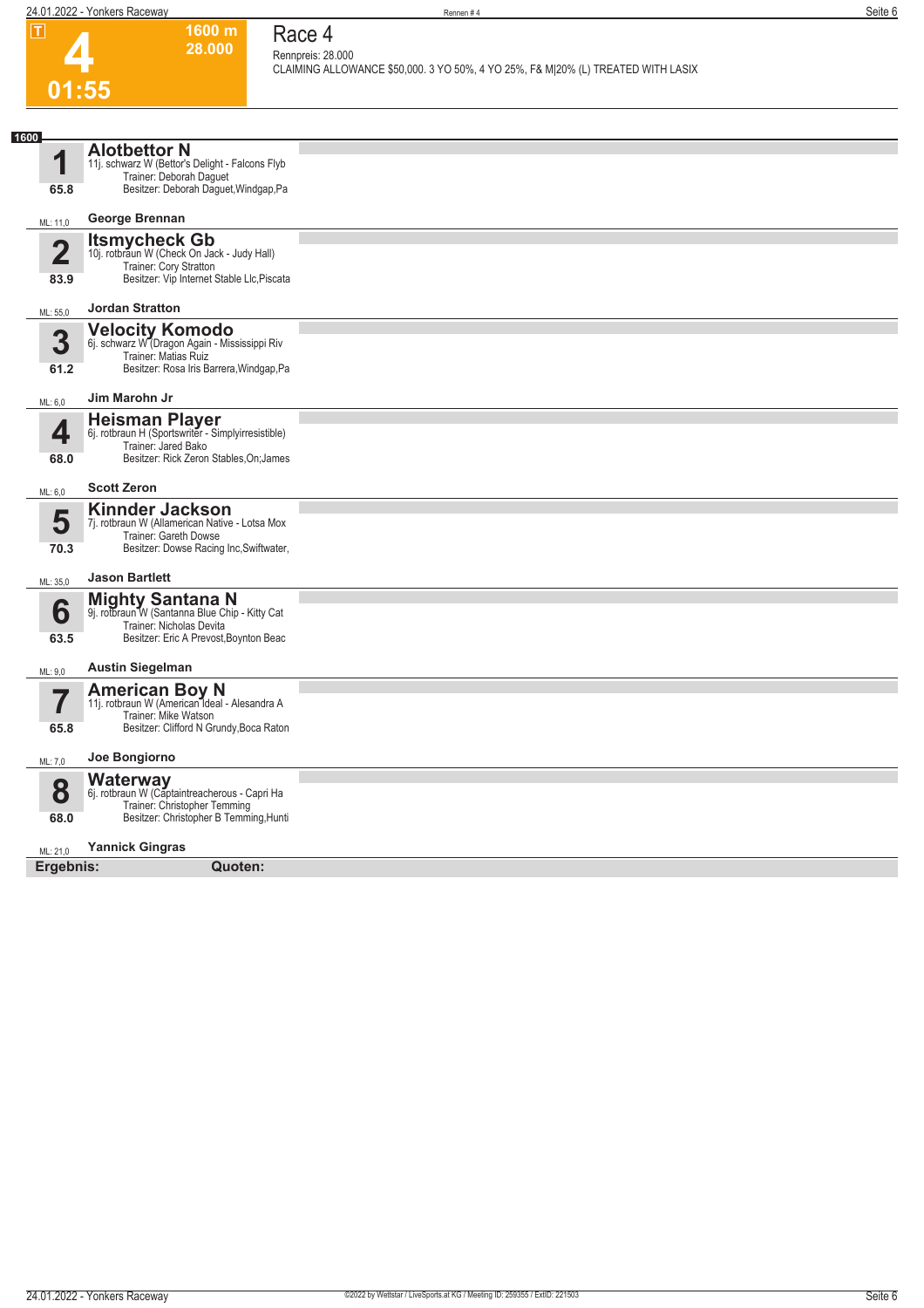# Race 4

T

**4**

**01:55**

**1600 m**
**28.000**

Rennpreis: 28.000
CLAIMING ALLOWANCE $50,000. 3 YO 50%, 4 YO 25%, F& M|20% (L) TREATED WITH LASIX

**1600**

| Nr. | Pferd | Fahrer |
|---|---|---|
| **1** <br> 65.8 <br> ML: 11,0 | **Alotbettor N** <br> 11j. schwarz W (Bettor's Delight - Falcons Flyb <br> Trainer: Deborah Daguet <br> Besitzer: Deborah Daguet,Windgap,Pa | George Brennan |
| **2** <br> 83.9 <br> ML: 55,0 | **Itsmycheck Gb** <br> 10j. rotbraun W (Check On Jack - Judy Hall) <br> Trainer: Cory Stratton <br> Besitzer: Vip Internet Stable Llc,Piscata | Jordan Stratton |
| **3** <br> 61.2 <br> ML: 6,0 | **Velocity Komodo** <br> 6j. schwarz W (Dragon Again - Mississippi Riv <br> Trainer: Matias Ruiz <br> Besitzer: Rosa Iris Barrera,Windgap,Pa | Jim Marohn Jr |
| **4** <br> 68.0 <br> ML: 6,0 | **Heisman Player** <br> 6j. rotbraun H (Sportswriter - Simplyirresistible) <br> Trainer: Jared Bako <br> Besitzer: Rick Zeron Stables,On;James | Scott Zeron |
| **5** <br> 70.3 <br> ML: 35,0 | **Kinnder Jackson** <br> 7j. rotbraun W (Allamerican Native - Lotsa Mox <br> Trainer: Gareth Dowse <br> Besitzer: Dowse Racing Inc,Swiftwater, | Jason Bartlett |
| **6** <br> 63.5 <br> ML: 9,0 | **Mighty Santana N** <br> 9j. rotbraun W (Santanna Blue Chip - Kitty Cat <br> Trainer: Nicholas Devita <br> Besitzer: Eric A Prevost,Boynton Beac | Austin Siegelman |
| **7** <br> 65.8 <br> ML: 7,0 | **American Boy N** <br> 11j. rotbraun W (American Ideal - Alesandra A <br> Trainer: Mike Watson <br> Besitzer: Clifford N Grundy,Boca Raton | Joe Bongiorno |
| **8** <br> 68.0 <br> ML: 21,0 | **Waterway** <br> 6j. rotbraun W (Captaintreacherous - Capri Ha <br> Trainer: Christopher Temming <br> Besitzer: Christopher B Temming,Hunti | Yannick Gingras |

**Ergebnis:** **Quoten:**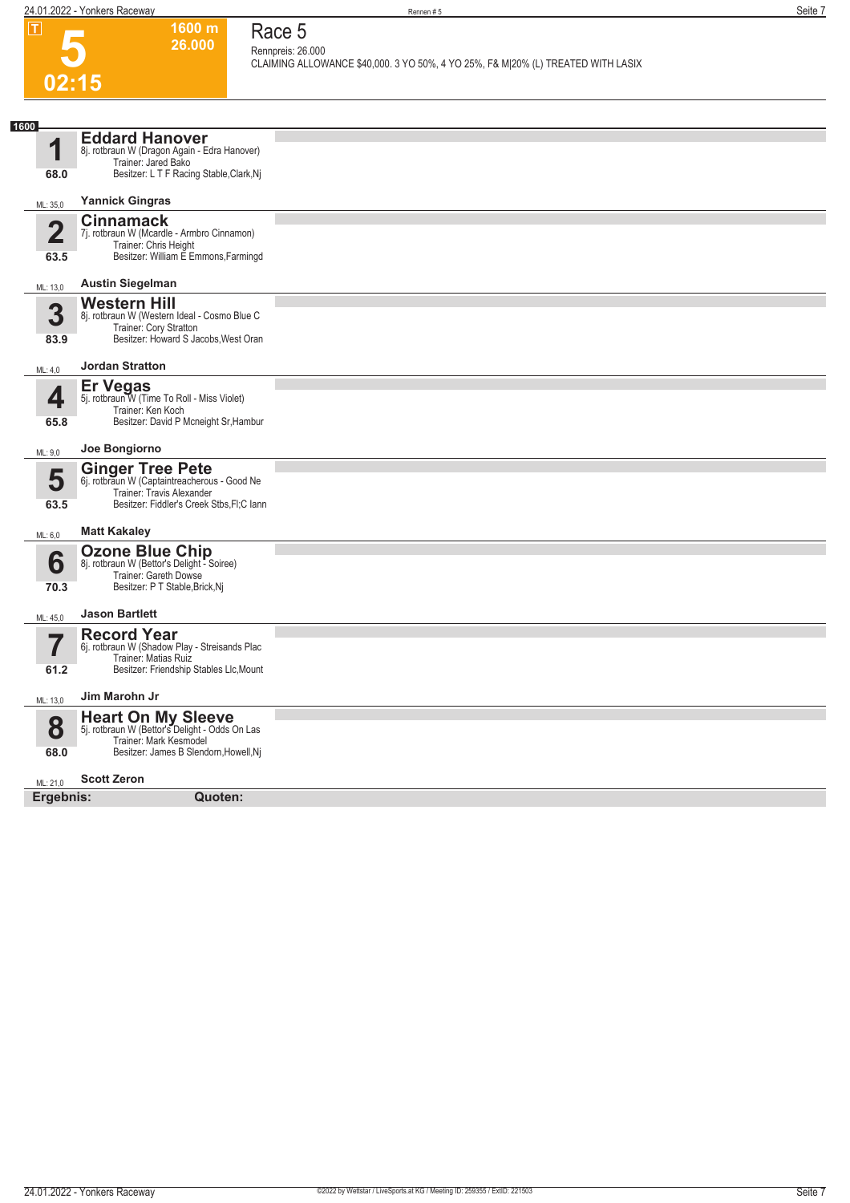T

# 5

**1600 m**
**26.000**

02:15

## Race 5

Rennpreis: 26.000

CLAIMING ALLOWANCE $40,000. 3 YO 50%, 4 YO 25%, F& M|20% (L) TREATED WITH LASIX

**1600**

### 1 Eddard Hanover
8j. rotbraun W (Dragon Again - Edra Hanover)
Trainer: Jared Bako
Besitzer: L T F Racing Stable,Clark,Nj
68.0
ML: 35,0 **Yannick Gingras**

### 2 Cinnamack
7j. rotbraun W (Mcardle - Armbro Cinnamon)
Trainer: Chris Height
Besitzer: William E Emmons,Farmingd
63.5
ML: 13,0 **Austin Siegelman**

### 3 Western Hill
8j. rotbraun W (Western Ideal - Cosmo Blue C
Trainer: Cory Stratton
Besitzer: Howard S Jacobs,West Oran
83.9
ML: 4,0 **Jordan Stratton**

### 4 Er Vegas
5j. rotbraun W (Time To Roll - Miss Violet)
Trainer: Ken Koch
Besitzer: David P Mcneight Sr,Hambur
65.8
ML: 9,0 **Joe Bongiorno**

### 5 Ginger Tree Pete
6j. rotbraun W (Captaintreacherous - Good Ne
Trainer: Travis Alexander
Besitzer: Fiddler's Creek Stbs,Fl;C Iann
63.5
ML: 6,0 **Matt Kakaley**

### 6 Ozone Blue Chip
8j. rotbraun W (Bettor's Delight - Soiree)
Trainer: Gareth Dowse
Besitzer: P T Stable,Brick,Nj
70.3
ML: 45,0 **Jason Bartlett**

### 7 Record Year
6j. rotbraun W (Shadow Play - Streisands Plac
Trainer: Matias Ruiz
Besitzer: Friendship Stables Llc,Mount
61.2
ML: 13,0 **Jim Marohn Jr**

### 8 Heart On My Sleeve
5j. rotbraun W (Bettor's Delight - Odds On Las
Trainer: Mark Kesmodel
Besitzer: James B Slendorn,Howell,Nj
68.0
ML: 21,0 **Scott Zeron**

**Ergebnis:** **Quoten:**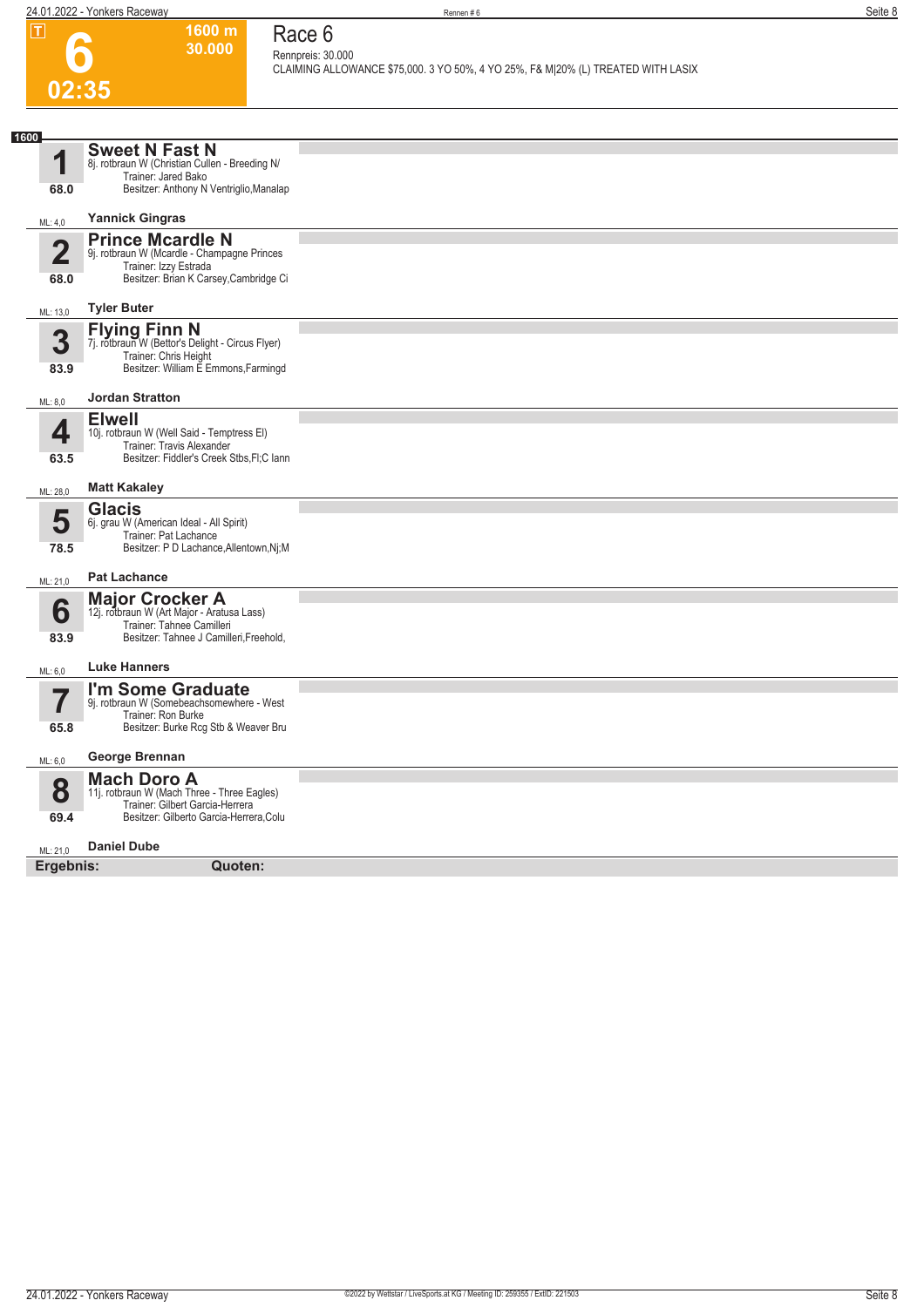# 6

**T**

**1600 m**
**30.000**

**02:35**

## Race 6

Rennpreis: 30.000
CLAIMING ALLOWANCE $75,000. 3 YO 50%, 4 YO 25%, F& M|20% (L) TREATED WITH LASIX

**1600**

| Nr. | Pferd | ML |
|---|---|---|
| **1** (68.0) | **Sweet N Fast N**<br>8j. rotbraun W (Christian Cullen - Breeding N/<br>Trainer: Jared Bako<br>Besitzer: Anthony N Ventriglio,Manalap<br>**Yannick Gingras** | ML: 4,0 |
| **2** (68.0) | **Prince Mcardle N**<br>9j. rotbraun W (Mcardle - Champagne Princes<br>Trainer: Izzy Estrada<br>Besitzer: Brian K Carsey,Cambridge Ci<br>**Tyler Buter** | ML: 13,0 |
| **3** (83.9) | **Flying Finn N**<br>7j. rotbraun W (Bettor's Delight - Circus Flyer)<br>Trainer: Chris Height<br>Besitzer: William E Emmons,Farmingd<br>**Jordan Stratton** | ML: 8,0 |
| **4** (63.5) | **Elwell**<br>10j. rotbraun W (Well Said - Temptress El)<br>Trainer: Travis Alexander<br>Besitzer: Fiddler's Creek Stbs,Fl;C Iann<br>**Matt Kakaley** | ML: 28,0 |
| **5** (78.5) | **Glacis**<br>6j. grau W (American Ideal - All Spirit)<br>Trainer: Pat Lachance<br>Besitzer: P D Lachance,Allentown,Nj;M<br>**Pat Lachance** | ML: 21,0 |
| **6** (83.9) | **Major Crocker A**<br>12j. rotbraun W (Art Major - Aratusa Lass)<br>Trainer: Tahnee Camilleri<br>Besitzer: Tahnee J Camilleri,Freehold,<br>**Luke Hanners** | ML: 6,0 |
| **7** (65.8) | **I'm Some Graduate**<br>9j. rotbraun W (Somebeachsomewhere - West<br>Trainer: Ron Burke<br>Besitzer: Burke Rcg Stb & Weaver Bru<br>**George Brennan** | ML: 6,0 |
| **8** (69.4) | **Mach Doro A**<br>11j. rotbraun W (Mach Three - Three Eagles)<br>Trainer: Gilbert Garcia-Herrera<br>Besitzer: Gilberto Garcia-Herrera,Colu<br>**Daniel Dube** | ML: 21,0 |

**Ergebnis:** **Quoten:**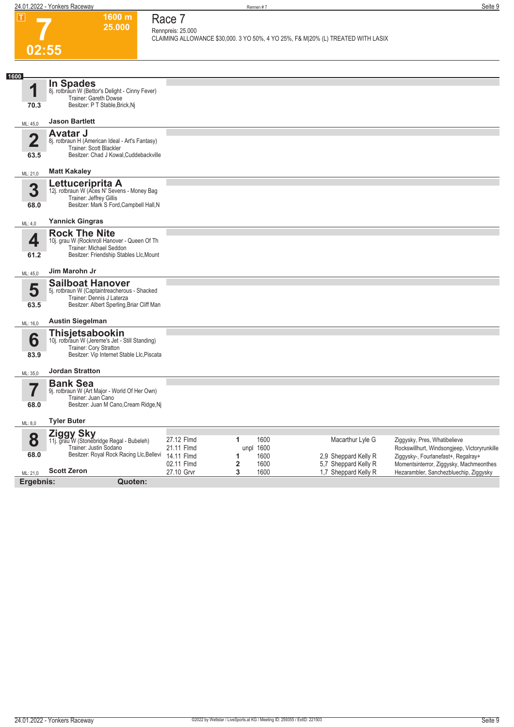# Race 7

**7** | 1600 m | 25.000 | 02:55

Rennpreis: 25.000

CLAIMING ALLOWANCE $30,000. 3 YO 50%, 4 YO 25%, F& M|20% (L) TREATED WITH LASIX

**1600**

## 1 In Spades
8j. rotbraun W (Bettor's Delight - Cinny Fever)
Trainer: Gareth Dowse
Besitzer: P T Stable,Brick,Nj
70.3
ML: 45,0 — **Jason Bartlett**

## 2 Avatar J
8j. rotbraun H (American Ideal - Art's Fantasy)
Trainer: Scott Blackler
Besitzer: Chad J Kowal,Cuddebackville
63.5
ML: 21,0 — **Matt Kakaley**

## 3 Lettuceriprita A
12j. rotbraun W (Aces N' Sevens - Money Bag
Trainer: Jeffrey Gillis
Besitzer: Mark S Ford,Campbell Hall,N
68.0
ML: 4,0 — **Yannick Gingras**

## 4 Rock The Nite
10j. grau W (Rocknroll Hanover - Queen Of Th
Trainer: Michael Seddon
Besitzer: Friendship Stables Llc,Mount
61.2
ML: 45,0 — **Jim Marohn Jr**

## 5 Sailboat Hanover
5j. rotbraun W (Captaintreacherous - Shacked
Trainer: Dennis J Laterza
Besitzer: Albert Sperling,Briar Cliff Man
63.5
ML: 16,0 — **Austin Siegelman**

## 6 Thisjetsabookin
10j. rotbraun W (Jereme's Jet - Still Standing)
Trainer: Cory Stratton
Besitzer: Vip Internet Stable Llc,Piscata
83.9
ML: 35,0 — **Jordan Stratton**

## 7 Bank Sea
9j. rotbraun W (Art Major - World Of Her Own)
Trainer: Juan Cano
Besitzer: Juan M Cano,Cream Ridge,Nj
68.0
ML: 8,0 — **Tyler Buter**

## 8 Ziggy Sky
11j. grau W (Stonebridge Regal - Bubeleh)
Trainer: Justin Sodano
Besitzer: Royal Rock Racing Llc,Bellevi
68.0
ML: 21,0 — **Scott Zeron**

| Datum | Platz | Distanz | Quote / Fahrer | Einlauf |
|---|---|---|---|---|
| 27.12 Flmd | 1 | 1600 | Macarthur Lyle G | Ziggysky, Pres, Whatibelieve |
| 21.11 Flmd | unpl | 1600 | | Rockswillhurt, Windsongjeep, Victoryrunkille |
| 14.11 Flmd | 1 | 1600 | 2,9 Sheppard Kelly R | Ziggysky-, Fourlanefast+, Regalray+ |
| 02.11 Flmd | 2 | 1600 | 5,7 Sheppard Kelly R | Momentsinterror, Ziggysky, Machmeonthes |
| 27.10 Grvr | 3 | 1600 | 1,7 Sheppard Kelly R | Hezarambler, Sanchezbluechip, Ziggysky |

**Ergebnis:** **Quoten:**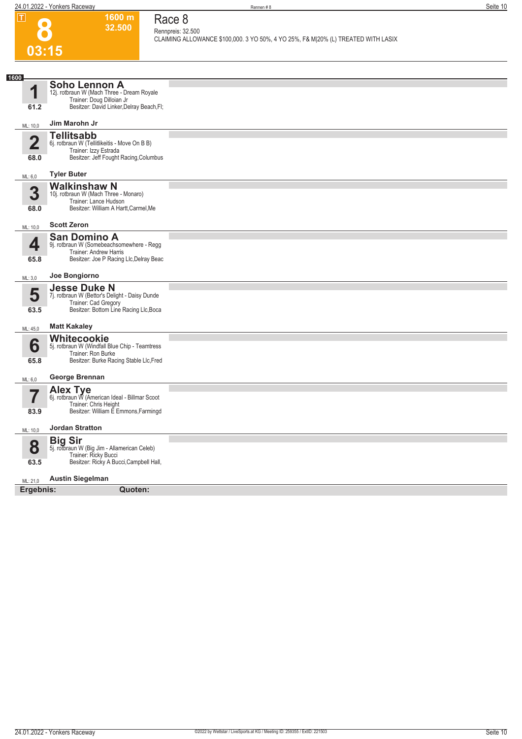# 8

**1600 m**
**32.500**

**03:15**

## Race 8

Rennpreis: 32.500

CLAIMING ALLOWANCE $100,000. 3 YO 50%, 4 YO 25%, F& M|20% (L) TREATED WITH LASIX

**1600**

### 1 Soho Lennon A
12j. rotbraun W (Mach Three - Dream Royale
Trainer: Doug Dilloian Jr
Besitzer: David Linker,Delray Beach,Fl;

61.2

ML: 10,0 — **Jim Marohn Jr**

### 2 Tellitsabb
6j. rotbraun W (Tellitlikeitis - Move On B B)
Trainer: Izzy Estrada
Besitzer: Jeff Fought Racing,Columbus

68.0

ML: 6,0 — **Tyler Buter**

### 3 Walkinshaw N
10j. rotbraun W (Mach Three - Monaro)
Trainer: Lance Hudson
Besitzer: William A Hartt,Carmel,Me

68.0

ML: 10,0 — **Scott Zeron**

### 4 San Domino A
9j. rotbraun W (Somebeachsomewhere - Regg
Trainer: Andrew Harris
Besitzer: Joe P Racing Llc,Delray Beac

65.8

ML: 3,0 — **Joe Bongiorno**

### 5 Jesse Duke N
7j. rotbraun W (Bettor's Delight - Daisy Dunde
Trainer: Cad Gregory
Besitzer: Bottom Line Racing Llc,Boca

63.5

ML: 45,0 — **Matt Kakaley**

### 6 Whitecookie
5j. rotbraun W (Windfall Blue Chip - Teamtress
Trainer: Ron Burke
Besitzer: Burke Racing Stable Llc,Fred

65.8

ML: 6,0 — **George Brennan**

### 7 Alex Tye
6j. rotbraun W (American Ideal - Billmar Scoot
Trainer: Chris Height
Besitzer: William E Emmons,Farmingd

83.9

ML: 10,0 — **Jordan Stratton**

### 8 Big Sir
5j. rotbraun W (Big Jim - Allamerican Celeb)
Trainer: Ricky Bucci
Besitzer: Ricky A Bucci,Campbell Hall,

63.5

ML: 21,0 — **Austin Siegelman**

**Ergebnis:** **Quoten:**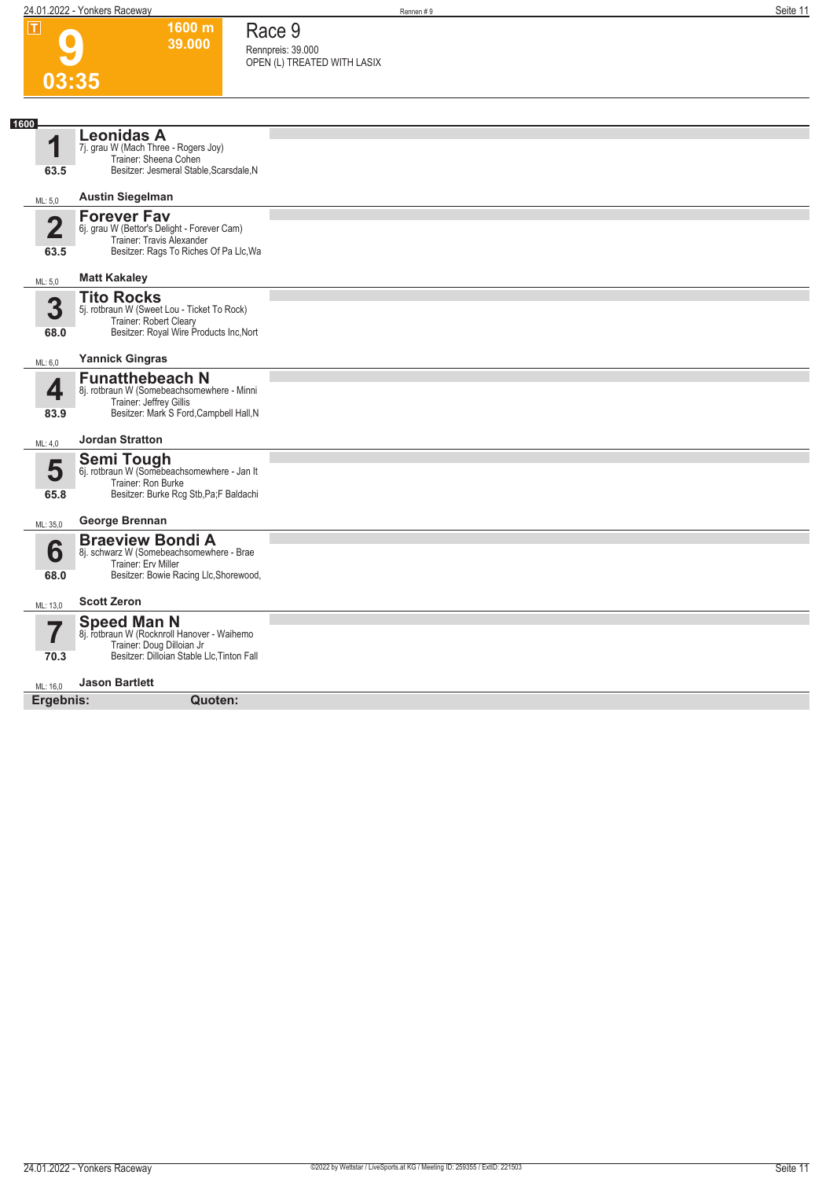# 9

**03:35**

**1600 m**
**39.000**

## Race 9

Rennpreis: 39.000
OPEN (L) TREATED WITH LASIX

**1600**

### 1 Leonidas A
7j. grau W (Mach Three - Rogers Joy)
Trainer: Sheena Cohen
Besitzer: Jesmeral Stable,Scarsdale,N
63.5
ML: 5,0
**Austin Siegelman**

### 2 Forever Fav
6j. grau W (Bettor's Delight - Forever Cam)
Trainer: Travis Alexander
Besitzer: Rags To Riches Of Pa Llc,Wa
63.5
ML: 5,0
**Matt Kakaley**

### 3 Tito Rocks
5j. rotbraun W (Sweet Lou - Ticket To Rock)
Trainer: Robert Cleary
Besitzer: Royal Wire Products Inc,Nort
68.0
ML: 6,0
**Yannick Gingras**

### 4 Funatthebeach N
8j. rotbraun W (Somebeachsomewhere - Minni
Trainer: Jeffrey Gillis
Besitzer: Mark S Ford,Campbell Hall,N
83.9
ML: 4,0
**Jordan Stratton**

### 5 Semi Tough
6j. rotbraun W (Somebeachsomewhere - Jan It
Trainer: Ron Burke
Besitzer: Burke Rcg Stb,Pa;F Baldachi
65.8
ML: 35,0
**George Brennan**

### 6 Braeview Bondi A
8j. schwarz W (Somebeachsomewhere - Brae
Trainer: Erv Miller
Besitzer: Bowie Racing Llc,Shorewood,
68.0
ML: 13,0
**Scott Zeron**

### 7 Speed Man N
8j. rotbraun W (Rocknroll Hanover - Waihemo
Trainer: Doug Dilloian Jr
Besitzer: Dilloian Stable Llc,Tinton Fall
70.3
ML: 16,0
**Jason Bartlett**

**Ergebnis:** **Quoten:**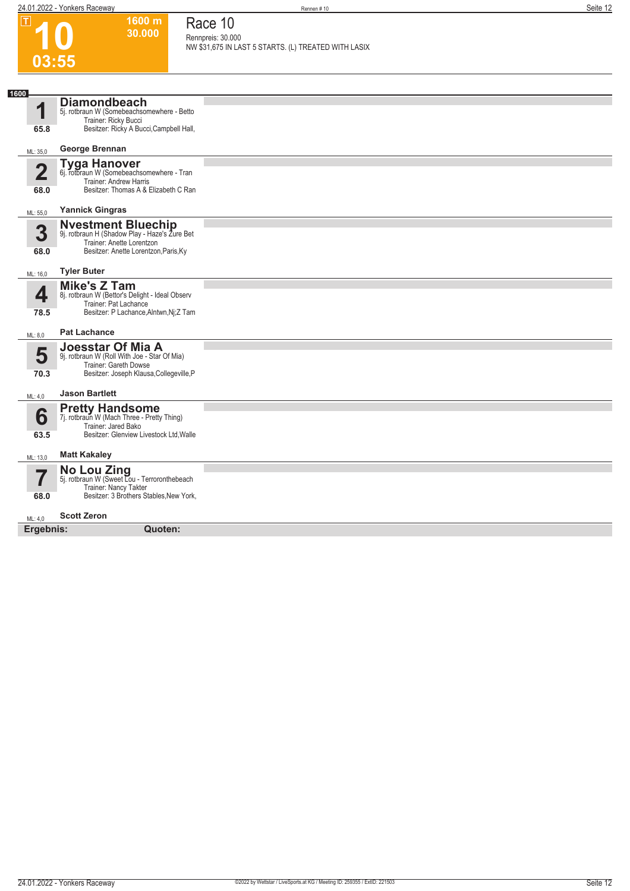**T**

# 10

**1600 m**
**30.000**

**03:55**

## Race 10

Rennpreis: 30.000
NW $31,675 IN LAST 5 STARTS. (L) TREATED WITH LASIX

**1600**

### 1 Diamondbeach
5j. rotbraun W (Somebeachsomewhere - Betto
Trainer: Ricky Bucci
Besitzer: Ricky A Bucci,Campbell Hall,
65.8
ML: 35,0
**George Brennan**

### 2 Tyga Hanover
6j. rotbraun W (Somebeachsomewhere - Tran
Trainer: Andrew Harris
Besitzer: Thomas A & Elizabeth C Ran
68.0
ML: 55,0
**Yannick Gingras**

### 3 Nvestment Bluechip
9j. rotbraun H (Shadow Play - Haze's Zure Bet
Trainer: Anette Lorentzon
Besitzer: Anette Lorentzon,Paris,Ky
68.0
ML: 16,0
**Tyler Buter**

### 4 Mike's Z Tam
8j. rotbraun W (Bettor's Delight - Ideal Observ
Trainer: Pat Lachance
Besitzer: P Lachance,Alntwn,Nj;Z Tam
78.5
ML: 8,0
**Pat Lachance**

### 5 Joesstar Of Mia A
9j. rotbraun W (Roll With Joe - Star Of Mia)
Trainer: Gareth Dowse
Besitzer: Joseph Klausa,Collegeville,P
70.3
ML: 4,0
**Jason Bartlett**

### 6 Pretty Handsome
7j. rotbraun W (Mach Three - Pretty Thing)
Trainer: Jared Bako
Besitzer: Glenview Livestock Ltd,Walle
63.5
ML: 13,0
**Matt Kakaley**

### 7 No Lou Zing
5j. rotbraun W (Sweet Lou - Terroronthebeach
Trainer: Nancy Takter
Besitzer: 3 Brothers Stables,New York,
68.0
ML: 4,0
**Scott Zeron**

**Ergebnis:** **Quoten:**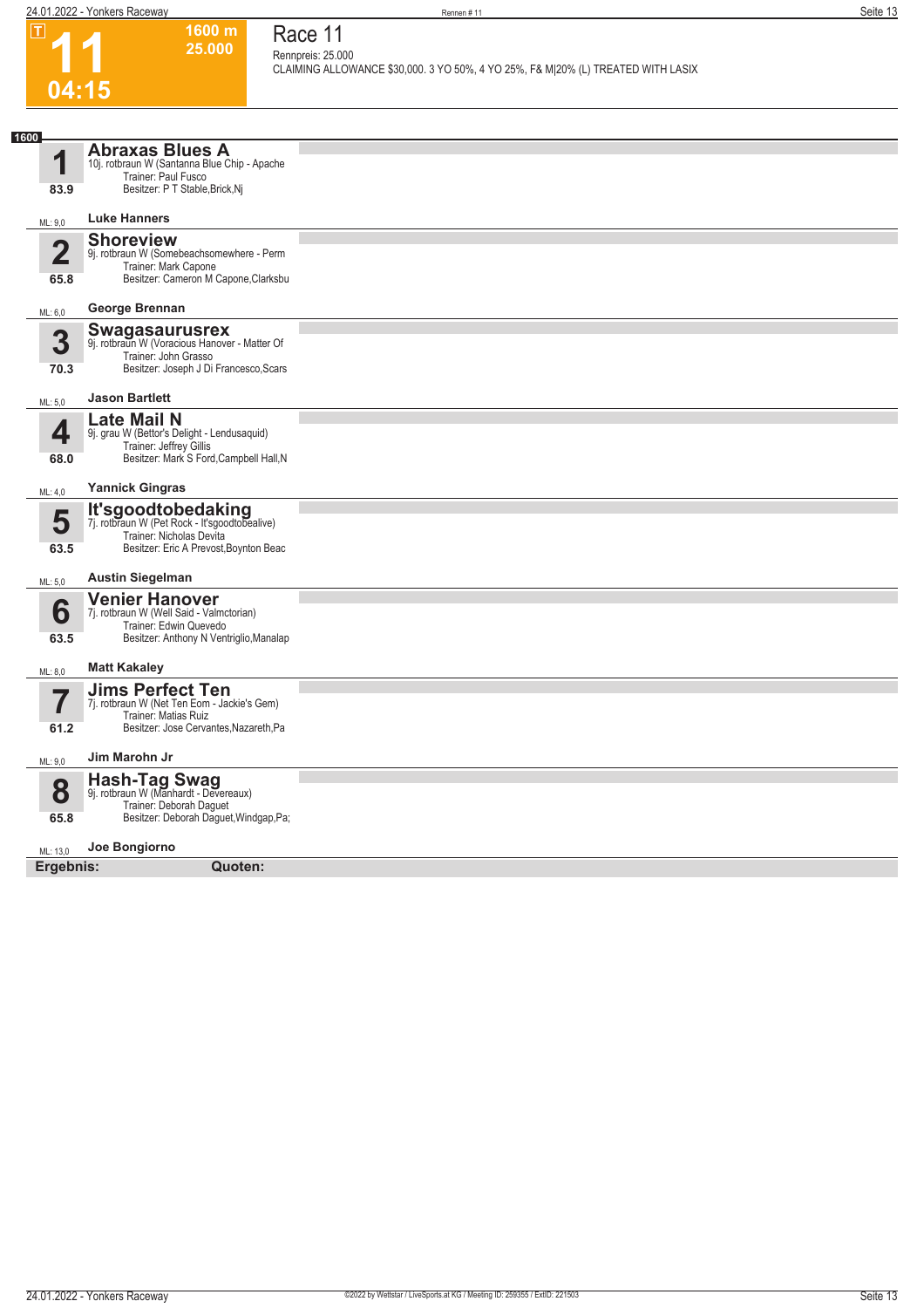# 11

**1600 m**
**25.000**

**04:15**

## Race 11

Rennpreis: 25.000

CLAIMING ALLOWANCE $30,000. 3 YO 50%, 4 YO 25%, F& M|20% (L) TREATED WITH LASIX

**1600**

**1** — **Abraxas Blues A**
10j. rotbraun W (Santanna Blue Chip - Apache
Trainer: Paul Fusco
Besitzer: P T Stable,Brick,Nj
83.9
ML: 9,0 — **Luke Hanners**

**2** — **Shoreview**
9j. rotbraun W (Somebeachsomewhere - Perm
Trainer: Mark Capone
Besitzer: Cameron M Capone,Clarksbu
65.8
ML: 6,0 — **George Brennan**

**3** — **Swagasaurusrex**
9j. rotbraun W (Voracious Hanover - Matter Of
Trainer: John Grasso
Besitzer: Joseph J Di Francesco,Scars
70.3
ML: 5,0 — **Jason Bartlett**

**4** — **Late Mail N**
9j. grau W (Bettor's Delight - Lendusaquid)
Trainer: Jeffrey Gillis
Besitzer: Mark S Ford,Campbell Hall,N
68.0
ML: 4,0 — **Yannick Gingras**

**5** — **It'sgoodtobedaking**
7j. rotbraun W (Pet Rock - It'sgoodtobealive)
Trainer: Nicholas Devita
Besitzer: Eric A Prevost,Boynton Beac
63.5
ML: 5,0 — **Austin Siegelman**

**6** — **Venier Hanover**
7j. rotbraun W (Well Said - Valmctorian)
Trainer: Edwin Quevedo
Besitzer: Anthony N Ventriglio,Manalap
63.5
ML: 8,0 — **Matt Kakaley**

**7** — **Jims Perfect Ten**
7j. rotbraun W (Net Ten Eom - Jackie's Gem)
Trainer: Matias Ruiz
Besitzer: Jose Cervantes,Nazareth,Pa
61.2
ML: 9,0 — **Jim Marohn Jr**

**8** — **Hash-Tag Swag**
9j. rotbraun W (Manhardt - Devereaux)
Trainer: Deborah Daguet
Besitzer: Deborah Daguet,Windgap,Pa;
65.8
ML: 13,0 — **Joe Bongiorno**

**Ergebnis:** **Quoten:**